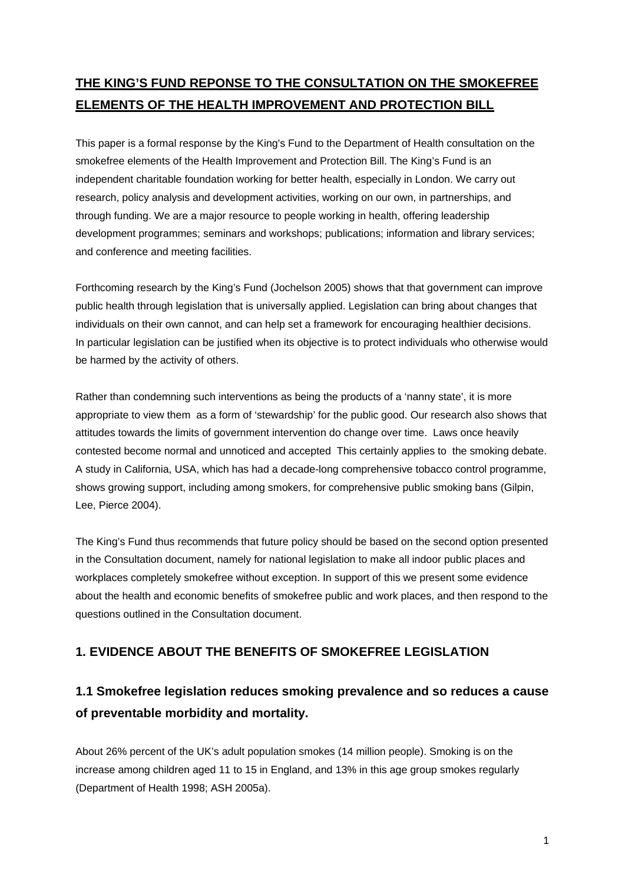# THE KING'S FUND REPONSE TO THE CONSULTATION ON THE SMOKEFREE ELEMENTS OF THE HEALTH IMPROVEMENT AND PROTECTION BILL

This paper is a formal response by the King's Fund to the Department of Health consultation on the smokefree elements of the Health Improvement and Protection Bill. The King's Fund is an independent charitable foundation working for better health, especially in London. We carry out research, policy analysis and development activities, working on our own, in partnerships, and through funding. We are a major resource to people working in health, offering leadership development programmes; seminars and workshops; publications; information and library services; and conference and meeting facilities.

Forthcoming research by the King's Fund (Jochelson 2005) shows that that government can improve public health through legislation that is universally applied. Legislation can bring about changes that individuals on their own cannot, and can help set a framework for encouraging healthier decisions. In particular legislation can be justified when its objective is to protect individuals who otherwise would be harmed by the activity of others.

Rather than condemning such interventions as being the products of a 'nanny state', it is more appropriate to view them as a form of 'stewardship' for the public good. Our research also shows that attitudes towards the limits of government intervention do change over time. Laws once heavily contested become normal and unnoticed and accepted This certainly applies to the smoking debate. A study in California, USA, which has had a decade-long comprehensive tobacco control programme, shows growing support, including among smokers, for comprehensive public smoking bans (Gilpin, Lee, Pierce 2004).

The King's Fund thus recommends that future policy should be based on the second option presented in the Consultation document, namely for national legislation to make all indoor public places and workplaces completely smokefree without exception. In support of this we present some evidence about the health and economic benefits of smokefree public and work places, and then respond to the questions outlined in the Consultation document.

## 1. EVIDENCE ABOUT THE BENEFITS OF SMOKEFREE LEGISLATION

### 1.1 Smokefree legislation reduces smoking prevalence and so reduces a cause of preventable morbidity and mortality.

About 26% percent of the UK's adult population smokes (14 million people). Smoking is on the increase among children aged 11 to 15 in England, and 13% in this age group smokes regularly (Department of Health 1998; ASH 2005a).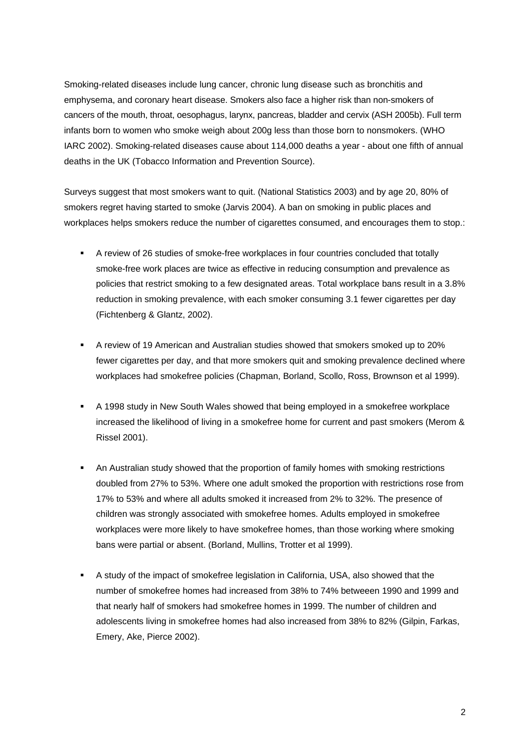Smoking-related diseases include lung cancer, chronic lung disease such as bronchitis and emphysema, and coronary heart disease. Smokers also face a higher risk than non-smokers of cancers of the mouth, throat, oesophagus, larynx, pancreas, bladder and cervix (ASH 2005b). Full term infants born to women who smoke weigh about 200g less than those born to nonsmokers. (WHO IARC 2002). Smoking-related diseases cause about 114,000 deaths a year - about one fifth of annual deaths in the UK (Tobacco Information and Prevention Source).

Surveys suggest that most smokers want to quit. (National Statistics 2003) and by age 20, 80% of smokers regret having started to smoke (Jarvis 2004). A ban on smoking in public places and workplaces helps smokers reduce the number of cigarettes consumed, and encourages them to stop.:

- A review of 26 studies of smoke-free workplaces in four countries concluded that totally smoke-free work places are twice as effective in reducing consumption and prevalence as policies that restrict smoking to a few designated areas. Total workplace bans result in a 3.8% reduction in smoking prevalence, with each smoker consuming 3.1 fewer cigarettes per day (Fichtenberg & Glantz, 2002).

- A review of 19 American and Australian studies showed that smokers smoked up to 20% fewer cigarettes per day, and that more smokers quit and smoking prevalence declined where workplaces had smokefree policies (Chapman, Borland, Scollo, Ross, Brownson et al 1999).

- A 1998 study in New South Wales showed that being employed in a smokefree workplace increased the likelihood of living in a smokefree home for current and past smokers (Merom & Rissel 2001).

- An Australian study showed that the proportion of family homes with smoking restrictions doubled from 27% to 53%. Where one adult smoked the proportion with restrictions rose from 17% to 53% and where all adults smoked it increased from 2% to 32%. The presence of children was strongly associated with smokefree homes. Adults employed in smokefree workplaces were more likely to have smokefree homes, than those working where smoking bans were partial or absent. (Borland, Mullins, Trotter et al 1999).

- A study of the impact of smokefree legislation in California, USA, also showed that the number of smokefree homes had increased from 38% to 74% betweeen 1990 and 1999 and that nearly half of smokers had smokefree homes in 1999. The number of children and adolescents living in smokefree homes had also increased from 38% to 82% (Gilpin, Farkas, Emery, Ake, Pierce 2002).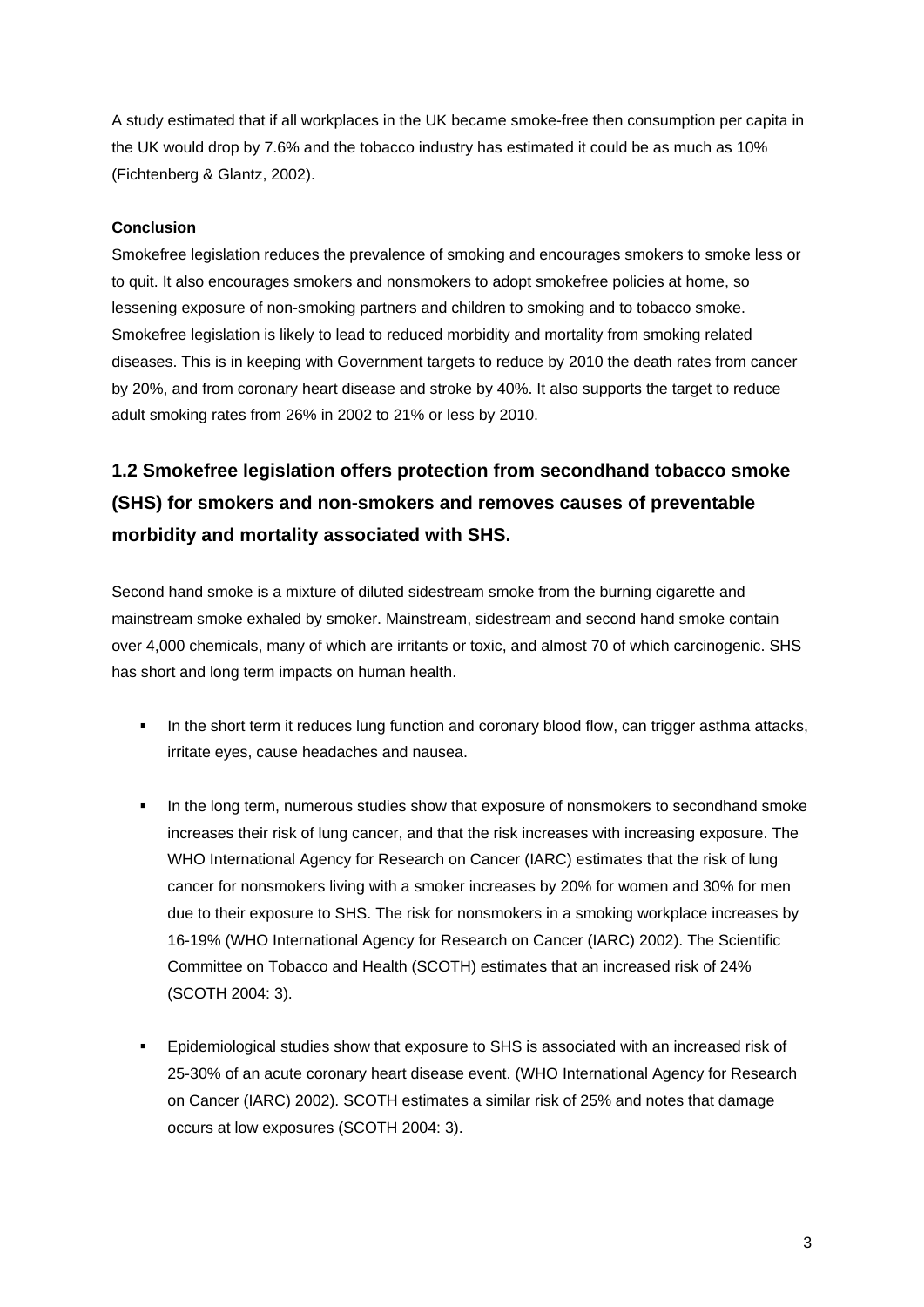A study estimated that if all workplaces in the UK became smoke-free then consumption per capita in the UK would drop by 7.6% and the tobacco industry has estimated it could be as much as 10% (Fichtenberg & Glantz, 2002).

**Conclusion**

Smokefree legislation reduces the prevalence of smoking and encourages smokers to smoke less or to quit. It also encourages smokers and nonsmokers to adopt smokefree policies at home, so lessening exposure of non-smoking partners and children to smoking and to tobacco smoke. Smokefree legislation is likely to lead to reduced morbidity and mortality from smoking related diseases. This is in keeping with Government targets to reduce by 2010 the death rates from cancer by 20%, and from coronary heart disease and stroke by 40%. It also supports the target to reduce adult smoking rates from 26% in 2002 to 21% or less by 2010.

## 1.2 Smokefree legislation offers protection from secondhand tobacco smoke (SHS) for smokers and non-smokers and removes causes of preventable morbidity and mortality associated with SHS.

Second hand smoke is a mixture of diluted sidestream smoke from the burning cigarette and mainstream smoke exhaled by smoker. Mainstream, sidestream and second hand smoke contain over 4,000 chemicals, many of which are irritants or toxic, and almost 70 of which carcinogenic. SHS has short and long term impacts on human health.

- In the short term it reduces lung function and coronary blood flow, can trigger asthma attacks, irritate eyes, cause headaches and nausea.
- In the long term, numerous studies show that exposure of nonsmokers to secondhand smoke increases their risk of lung cancer, and that the risk increases with increasing exposure. The WHO International Agency for Research on Cancer (IARC) estimates that the risk of lung cancer for nonsmokers living with a smoker increases by 20% for women and 30% for men due to their exposure to SHS. The risk for nonsmokers in a smoking workplace increases by 16-19% (WHO International Agency for Research on Cancer (IARC) 2002). The Scientific Committee on Tobacco and Health (SCOTH) estimates that an increased risk of 24% (SCOTH 2004: 3).
- Epidemiological studies show that exposure to SHS is associated with an increased risk of 25-30% of an acute coronary heart disease event. (WHO International Agency for Research on Cancer (IARC) 2002). SCOTH estimates a similar risk of 25% and notes that damage occurs at low exposures (SCOTH 2004: 3).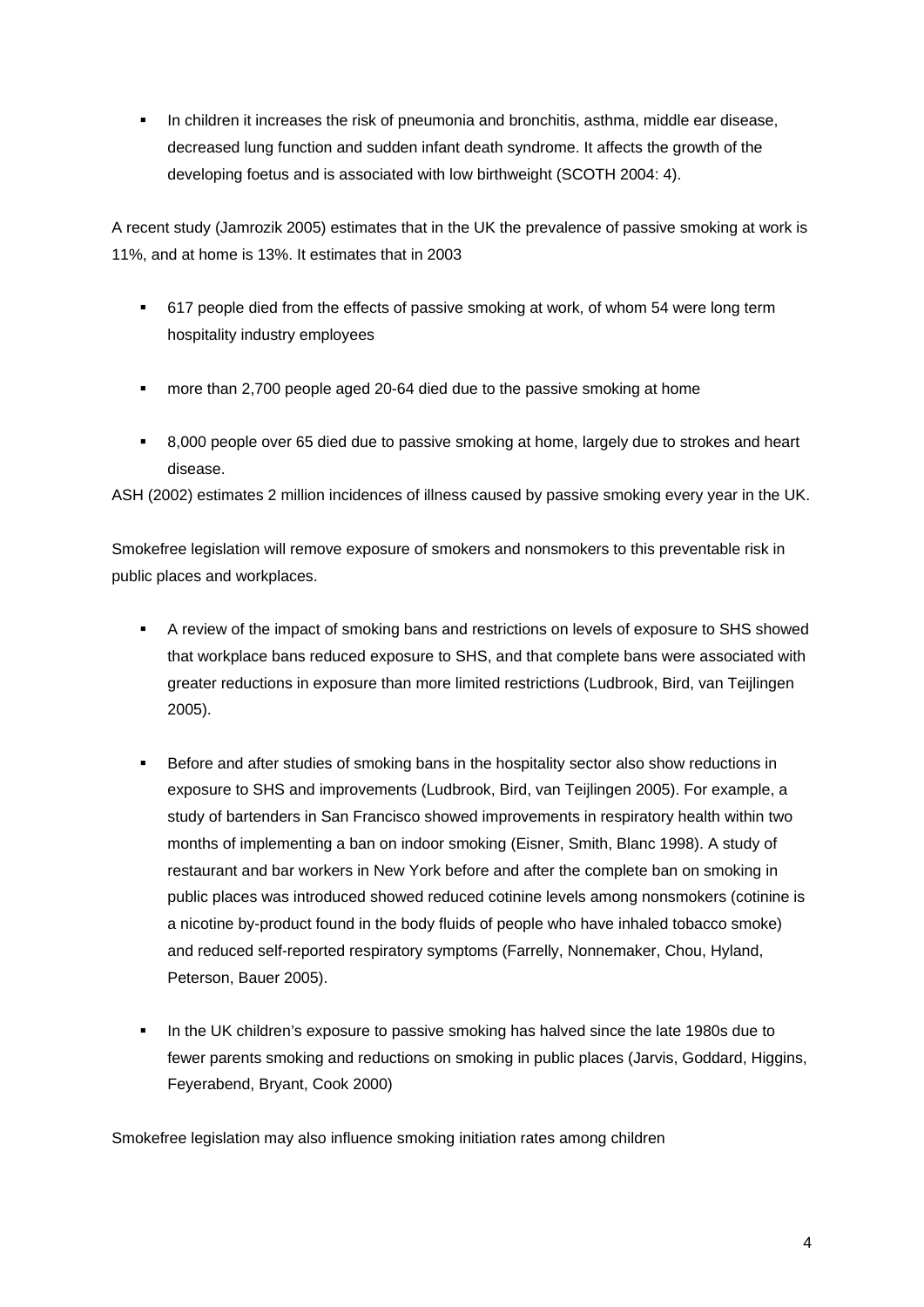- In children it increases the risk of pneumonia and bronchitis, asthma, middle ear disease, decreased lung function and sudden infant death syndrome. It affects the growth of the developing foetus and is associated with low birthweight (SCOTH 2004: 4).

A recent study (Jamrozik 2005) estimates that in the UK the prevalence of passive smoking at work is 11%, and at home is 13%. It estimates that in 2003

- 617 people died from the effects of passive smoking at work, of whom 54 were long term hospitality industry employees
- more than 2,700 people aged 20-64 died due to the passive smoking at home
- 8,000 people over 65 died due to passive smoking at home, largely due to strokes and heart disease.

ASH (2002) estimates 2 million incidences of illness caused by passive smoking every year in the UK.

Smokefree legislation will remove exposure of smokers and nonsmokers to this preventable risk in public places and workplaces.

- A review of the impact of smoking bans and restrictions on levels of exposure to SHS showed that workplace bans reduced exposure to SHS, and that complete bans were associated with greater reductions in exposure than more limited restrictions (Ludbrook, Bird, van Teijlingen 2005).
- Before and after studies of smoking bans in the hospitality sector also show reductions in exposure to SHS and improvements (Ludbrook, Bird, van Teijlingen 2005). For example, a study of bartenders in San Francisco showed improvements in respiratory health within two months of implementing a ban on indoor smoking (Eisner, Smith, Blanc 1998). A study of restaurant and bar workers in New York before and after the complete ban on smoking in public places was introduced showed reduced cotinine levels among nonsmokers (cotinine is a nicotine by-product found in the body fluids of people who have inhaled tobacco smoke) and reduced self-reported respiratory symptoms (Farrelly, Nonnemaker, Chou, Hyland, Peterson, Bauer 2005).
- In the UK children's exposure to passive smoking has halved since the late 1980s due to fewer parents smoking and reductions on smoking in public places (Jarvis, Goddard, Higgins, Feyerabend, Bryant, Cook 2000)

Smokefree legislation may also influence smoking initiation rates among children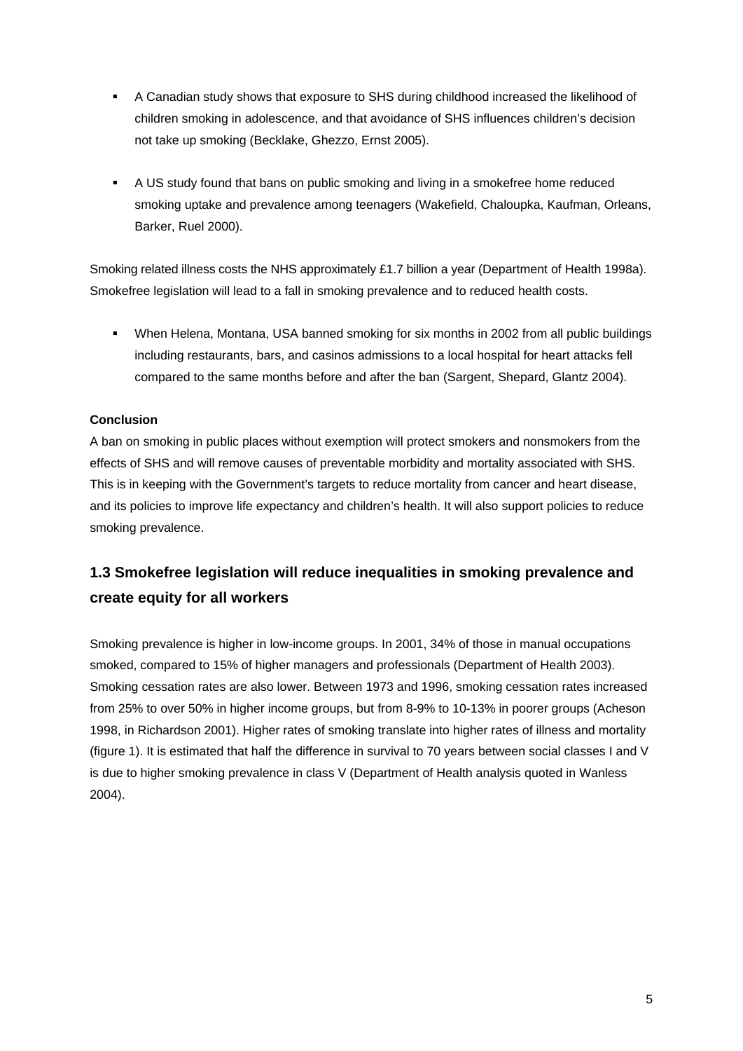- A Canadian study shows that exposure to SHS during childhood increased the likelihood of children smoking in adolescence, and that avoidance of SHS influences children's decision not take up smoking (Becklake, Ghezzo, Ernst 2005).

- A US study found that bans on public smoking and living in a smokefree home reduced smoking uptake and prevalence among teenagers (Wakefield, Chaloupka, Kaufman, Orleans, Barker, Ruel 2000).

Smoking related illness costs the NHS approximately £1.7 billion a year (Department of Health 1998a). Smokefree legislation will lead to a fall in smoking prevalence and to reduced health costs.

- When Helena, Montana, USA banned smoking for six months in 2002 from all public buildings including restaurants, bars, and casinos admissions to a local hospital for heart attacks fell compared to the same months before and after the ban (Sargent, Shepard, Glantz 2004).

**Conclusion**

A ban on smoking in public places without exemption will protect smokers and nonsmokers from the effects of SHS and will remove causes of preventable morbidity and mortality associated with SHS. This is in keeping with the Government's targets to reduce mortality from cancer and heart disease, and its policies to improve life expectancy and children's health. It will also support policies to reduce smoking prevalence.

## 1.3 Smokefree legislation will reduce inequalities in smoking prevalence and create equity for all workers

Smoking prevalence is higher in low-income groups. In 2001, 34% of those in manual occupations smoked, compared to 15% of higher managers and professionals (Department of Health 2003). Smoking cessation rates are also lower. Between 1973 and 1996, smoking cessation rates increased from 25% to over 50% in higher income groups, but from 8-9% to 10-13% in poorer groups (Acheson 1998, in Richardson 2001). Higher rates of smoking translate into higher rates of illness and mortality (figure 1). It is estimated that half the difference in survival to 70 years between social classes I and V is due to higher smoking prevalence in class V (Department of Health analysis quoted in Wanless 2004).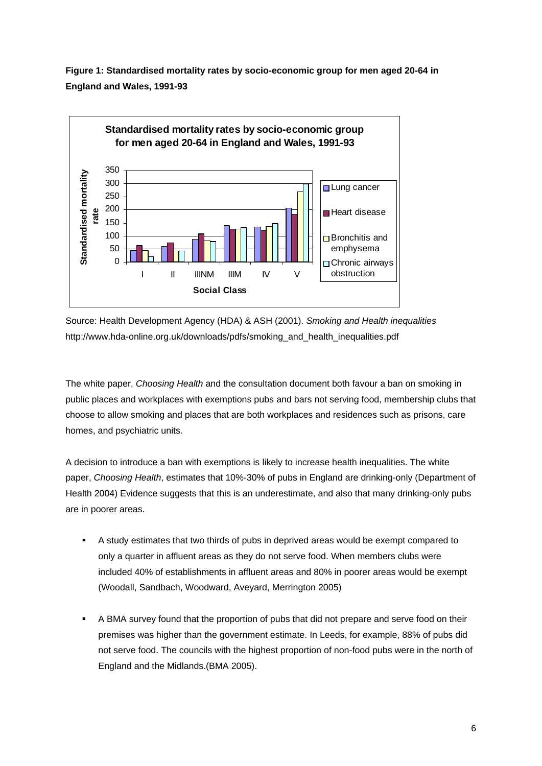**Figure 1: Standardised mortality rates by socio-economic group for men aged 20-64 in England and Wales, 1991-93**

Source: Health Development Agency (HDA) & ASH (2001). *Smoking and Health inequalities* http://www.hda-online.org.uk/downloads/pdfs/smoking_and_health_inequalities.pdf

The white paper, *Choosing Health* and the consultation document both favour a ban on smoking in public places and workplaces with exemptions pubs and bars not serving food, membership clubs that choose to allow smoking and places that are both workplaces and residences such as prisons, care homes, and psychiatric units.

A decision to introduce a ban with exemptions is likely to increase health inequalities. The white paper, *Choosing Health*, estimates that 10%-30% of pubs in England are drinking-only (Department of Health 2004) Evidence suggests that this is an underestimate, and also that many drinking-only pubs are in poorer areas.

- A study estimates that two thirds of pubs in deprived areas would be exempt compared to only a quarter in affluent areas as they do not serve food. When members clubs were included 40% of establishments in affluent areas and 80% in poorer areas would be exempt (Woodall, Sandbach, Woodward, Aveyard, Merrington 2005)
- A BMA survey found that the proportion of pubs that did not prepare and serve food on their premises was higher than the government estimate. In Leeds, for example, 88% of pubs did not serve food. The councils with the highest proportion of non-food pubs were in the north of England and the Midlands.(BMA 2005).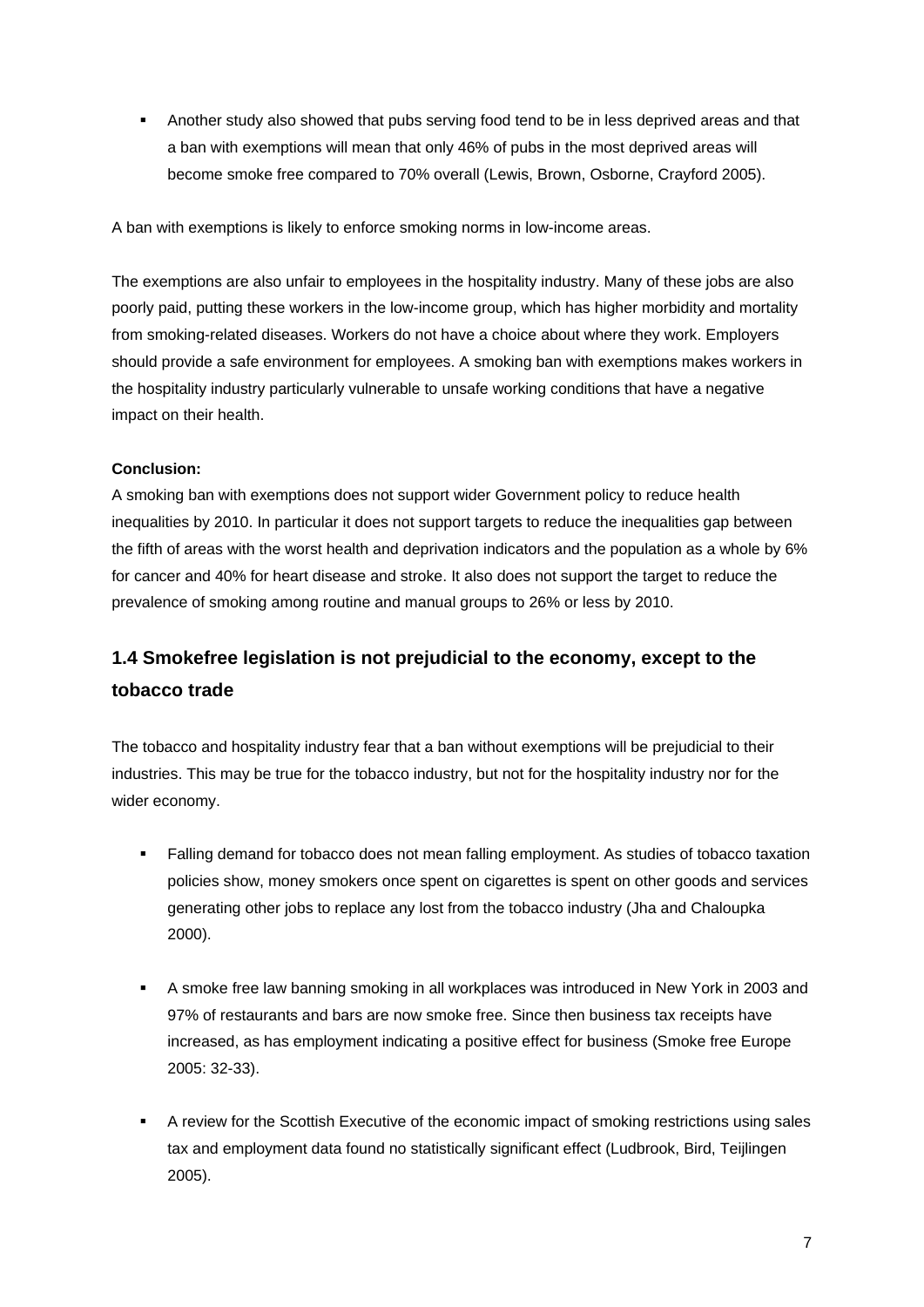- Another study also showed that pubs serving food tend to be in less deprived areas and that a ban with exemptions will mean that only 46% of pubs in the most deprived areas will become smoke free compared to 70% overall (Lewis, Brown, Osborne, Crayford 2005).

A ban with exemptions is likely to enforce smoking norms in low-income areas.

The exemptions are also unfair to employees in the hospitality industry. Many of these jobs are also poorly paid, putting these workers in the low-income group, which has higher morbidity and mortality from smoking-related diseases. Workers do not have a choice about where they work. Employers should provide a safe environment for employees. A smoking ban with exemptions makes workers in the hospitality industry particularly vulnerable to unsafe working conditions that have a negative impact on their health.

**Conclusion:**

A smoking ban with exemptions does not support wider Government policy to reduce health inequalities by 2010. In particular it does not support targets to reduce the inequalities gap between the fifth of areas with the worst health and deprivation indicators and the population as a whole by 6% for cancer and 40% for heart disease and stroke. It also does not support the target to reduce the prevalence of smoking among routine and manual groups to 26% or less by 2010.

## 1.4 Smokefree legislation is not prejudicial to the economy, except to the tobacco trade

The tobacco and hospitality industry fear that a ban without exemptions will be prejudicial to their industries. This may be true for the tobacco industry, but not for the hospitality industry nor for the wider economy.

- Falling demand for tobacco does not mean falling employment. As studies of tobacco taxation policies show, money smokers once spent on cigarettes is spent on other goods and services generating other jobs to replace any lost from the tobacco industry (Jha and Chaloupka 2000).

- A smoke free law banning smoking in all workplaces was introduced in New York in 2003 and 97% of restaurants and bars are now smoke free. Since then business tax receipts have increased, as has employment indicating a positive effect for business (Smoke free Europe 2005: 32-33).

- A review for the Scottish Executive of the economic impact of smoking restrictions using sales tax and employment data found no statistically significant effect (Ludbrook, Bird, Teijlingen 2005).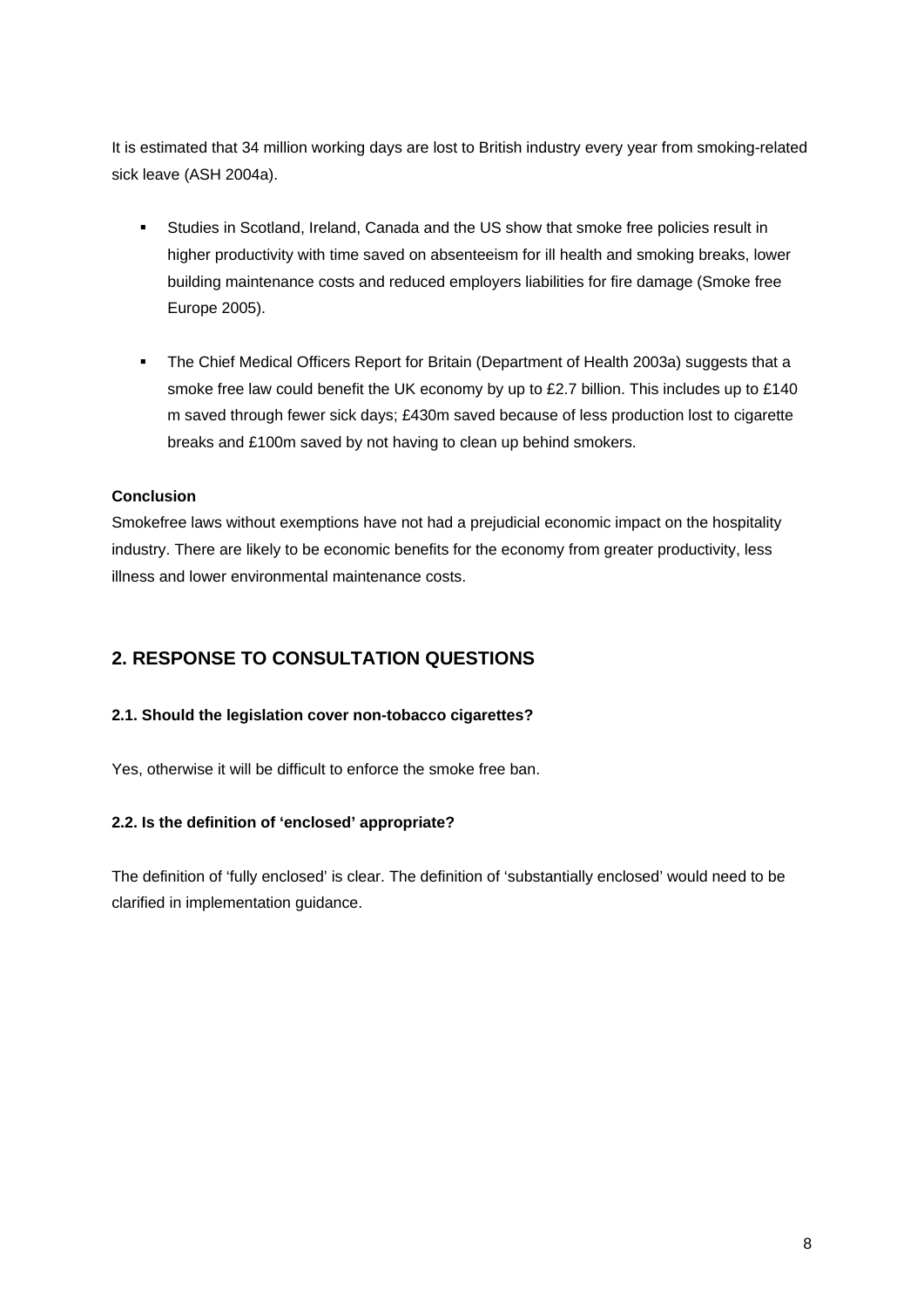It is estimated that 34 million working days are lost to British industry every year from smoking-related sick leave (ASH 2004a).

- Studies in Scotland, Ireland, Canada and the US show that smoke free policies result in higher productivity with time saved on absenteeism for ill health and smoking breaks, lower building maintenance costs and reduced employers liabilities for fire damage (Smoke free Europe 2005).
- The Chief Medical Officers Report for Britain (Department of Health 2003a) suggests that a smoke free law could benefit the UK economy by up to £2.7 billion. This includes up to £140 m saved through fewer sick days; £430m saved because of less production lost to cigarette breaks and £100m saved by not having to clean up behind smokers.

**Conclusion**

Smokefree laws without exemptions have not had a prejudicial economic impact on the hospitality industry. There are likely to be economic benefits for the economy from greater productivity, less illness and lower environmental maintenance costs.

## 2. RESPONSE TO CONSULTATION QUESTIONS

### 2.1. Should the legislation cover non-tobacco cigarettes?

Yes, otherwise it will be difficult to enforce the smoke free ban.

### 2.2. Is the definition of 'enclosed' appropriate?

The definition of 'fully enclosed' is clear. The definition of 'substantially enclosed' would need to be clarified in implementation guidance.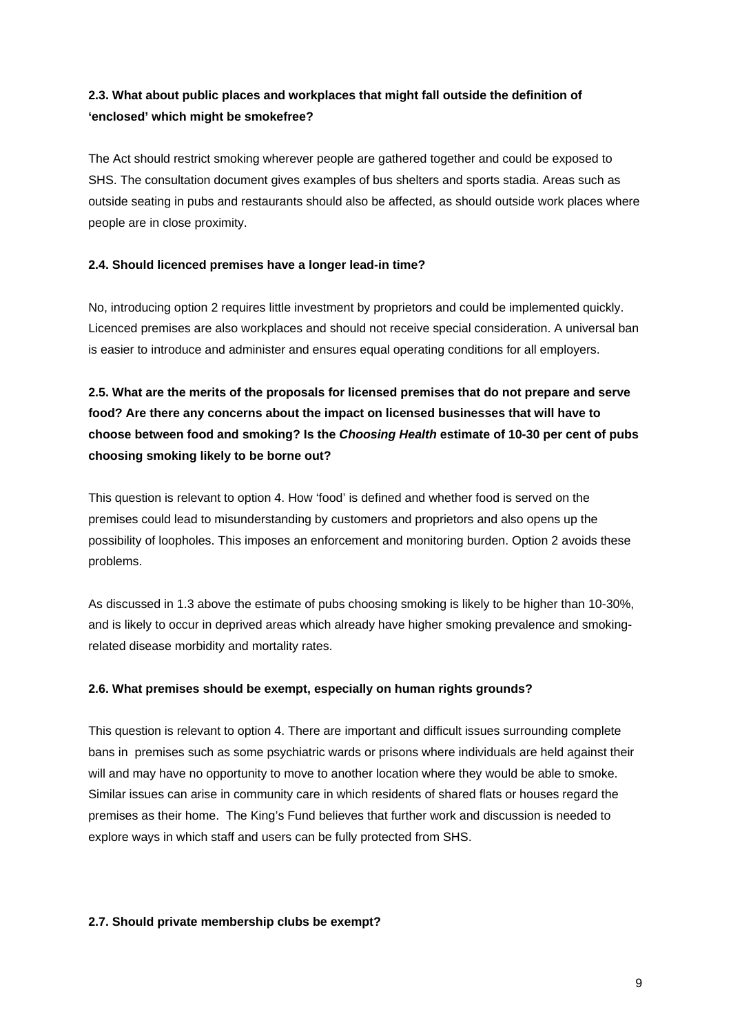**2.3. What about public places and workplaces that might fall outside the definition of 'enclosed' which might be smokefree?**

The Act should restrict smoking wherever people are gathered together and could be exposed to SHS. The consultation document gives examples of bus shelters and sports stadia. Areas such as outside seating in pubs and restaurants should also be affected, as should outside work places where people are in close proximity.

**2.4. Should licenced premises have a longer lead-in time?**

No, introducing option 2 requires little investment by proprietors and could be implemented quickly. Licenced premises are also workplaces and should not receive special consideration. A universal ban is easier to introduce and administer and ensures equal operating conditions for all employers.

**2.5. What are the merits of the proposals for licensed premises that do not prepare and serve food? Are there any concerns about the impact on licensed businesses that will have to choose between food and smoking? Is the *Choosing Health* estimate of 10-30 per cent of pubs choosing smoking likely to be borne out?**

This question is relevant to option 4. How 'food' is defined and whether food is served on the premises could lead to misunderstanding by customers and proprietors and also opens up the possibility of loopholes. This imposes an enforcement and monitoring burden. Option 2 avoids these problems.

As discussed in 1.3 above the estimate of pubs choosing smoking is likely to be higher than 10-30%, and is likely to occur in deprived areas which already have higher smoking prevalence and smoking-related disease morbidity and mortality rates.

**2.6. What premises should be exempt, especially on human rights grounds?**

This question is relevant to option 4. There are important and difficult issues surrounding complete bans in premises such as some psychiatric wards or prisons where individuals are held against their will and may have no opportunity to move to another location where they would be able to smoke. Similar issues can arise in community care in which residents of shared flats or houses regard the premises as their home. The King's Fund believes that further work and discussion is needed to explore ways in which staff and users can be fully protected from SHS.

**2.7. Should private membership clubs be exempt?**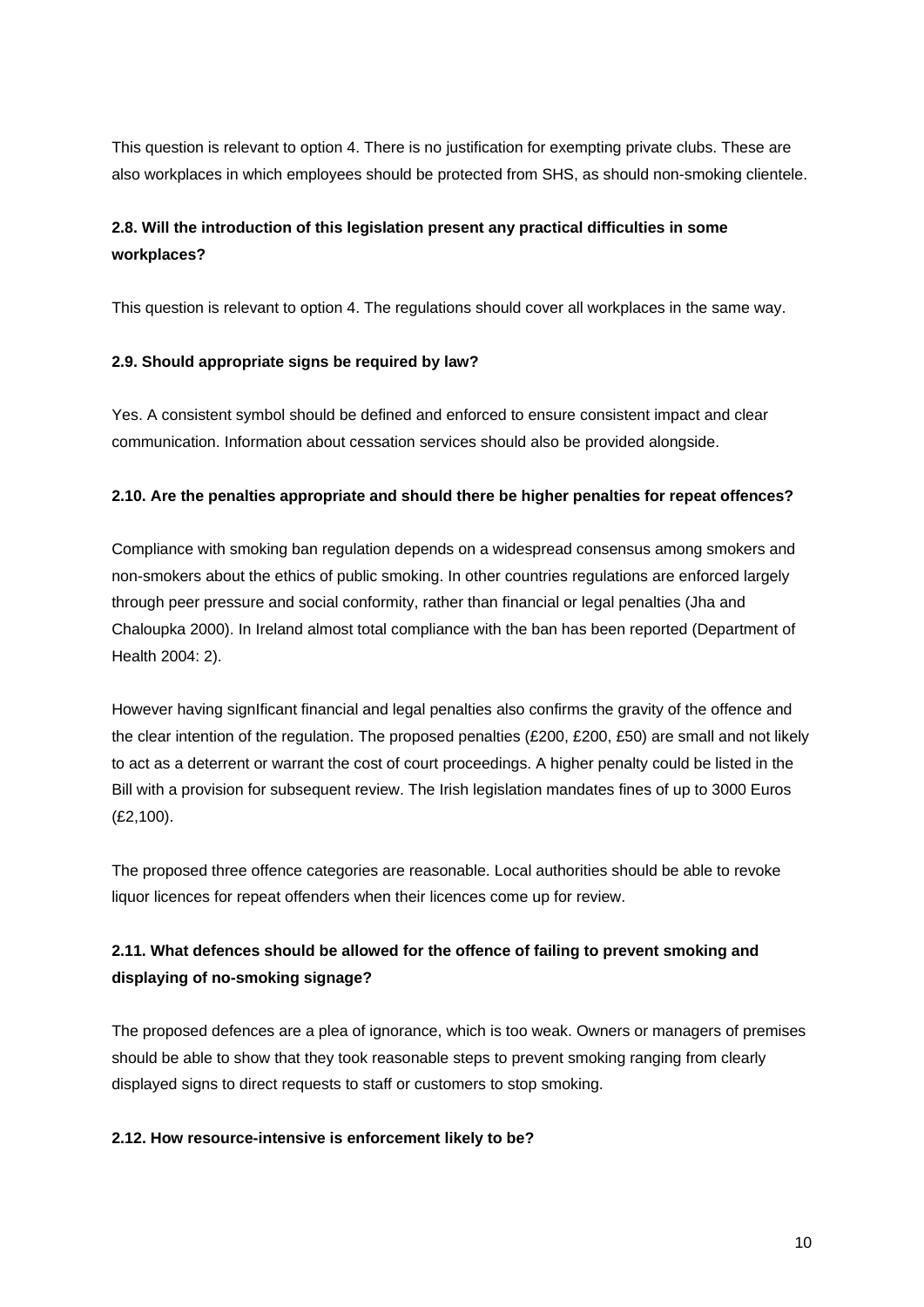This question is relevant to option 4. There is no justification for exempting private clubs. These are also workplaces in which employees should be protected from SHS, as should non-smoking clientele.

**2.8. Will the introduction of this legislation present any practical difficulties in some workplaces?**

This question is relevant to option 4. The regulations should cover all workplaces in the same way.

**2.9. Should appropriate signs be required by law?**

Yes. A consistent symbol should be defined and enforced to ensure consistent impact and clear communication. Information about cessation services should also be provided alongside.

**2.10. Are the penalties appropriate and should there be higher penalties for repeat offences?**

Compliance with smoking ban regulation depends on a widespread consensus among smokers and non-smokers about the ethics of public smoking. In other countries regulations are enforced largely through peer pressure and social conformity, rather than financial or legal penalties (Jha and Chaloupka 2000). In Ireland almost total compliance with the ban has been reported (Department of Health 2004: 2).

However having signIficant financial and legal penalties also confirms the gravity of the offence and the clear intention of the regulation. The proposed penalties (£200, £200, £50) are small and not likely to act as a deterrent or warrant the cost of court proceedings. A higher penalty could be listed in the Bill with a provision for subsequent review. The Irish legislation mandates fines of up to 3000 Euros (£2,100).

The proposed three offence categories are reasonable. Local authorities should be able to revoke liquor licences for repeat offenders when their licences come up for review.

**2.11. What defences should be allowed for the offence of failing to prevent smoking and displaying of no-smoking signage?**

The proposed defences are a plea of ignorance, which is too weak. Owners or managers of premises should be able to show that they took reasonable steps to prevent smoking ranging from clearly displayed signs to direct requests to staff or customers to stop smoking.

**2.12. How resource-intensive is enforcement likely to be?**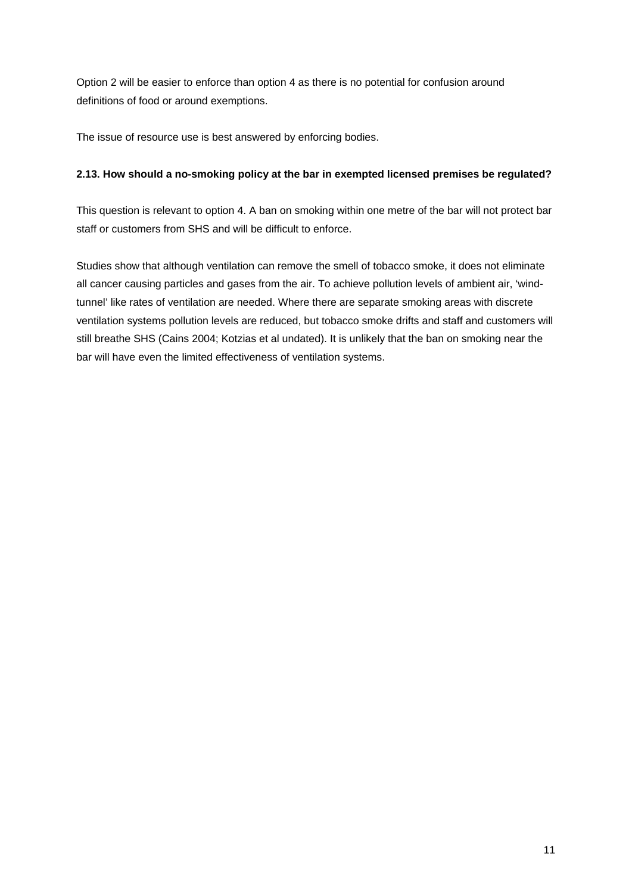Option 2 will be easier to enforce than option 4 as there is no potential for confusion around definitions of food or around exemptions.

The issue of resource use is best answered by enforcing bodies.

**2.13. How should a no-smoking policy at the bar in exempted licensed premises be regulated?**

This question is relevant to option 4. A ban on smoking within one metre of the bar will not protect bar staff or customers from SHS and will be difficult to enforce.

Studies show that although ventilation can remove the smell of tobacco smoke, it does not eliminate all cancer causing particles and gases from the air. To achieve pollution levels of ambient air, 'wind-tunnel' like rates of ventilation are needed. Where there are separate smoking areas with discrete ventilation systems pollution levels are reduced, but tobacco smoke drifts and staff and customers will still breathe SHS (Cains 2004; Kotzias et al undated). It is unlikely that the ban on smoking near the bar will have even the limited effectiveness of ventilation systems.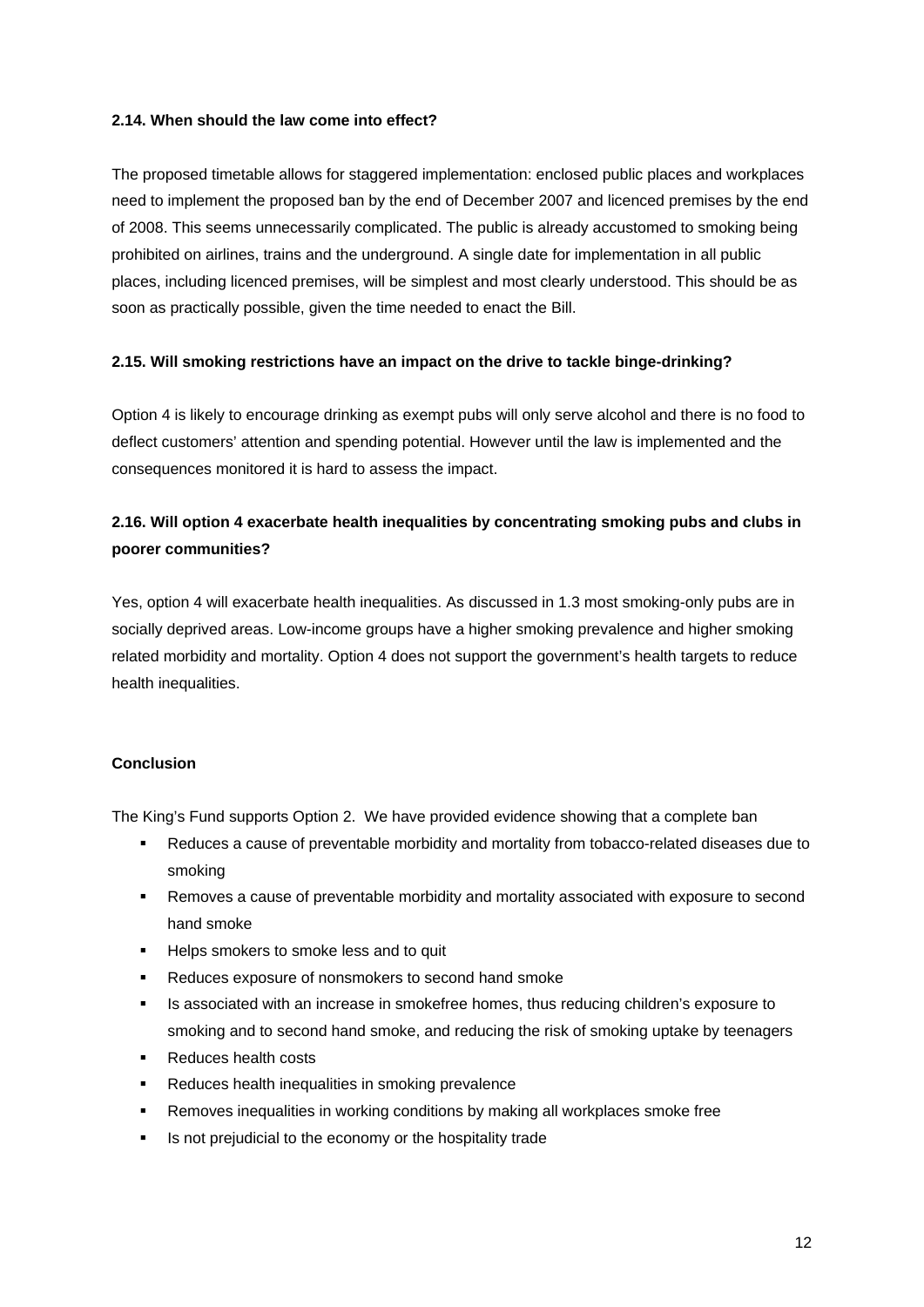**2.14. When should the law come into effect?**

The proposed timetable allows for staggered implementation: enclosed public places and workplaces need to implement the proposed ban by the end of December 2007 and licenced premises by the end of 2008. This seems unnecessarily complicated. The public is already accustomed to smoking being prohibited on airlines, trains and the underground. A single date for implementation in all public places, including licenced premises, will be simplest and most clearly understood. This should be as soon as practically possible, given the time needed to enact the Bill.

**2.15. Will smoking restrictions have an impact on the drive to tackle binge-drinking?**

Option 4 is likely to encourage drinking as exempt pubs will only serve alcohol and there is no food to deflect customers' attention and spending potential. However until the law is implemented and the consequences monitored it is hard to assess the impact.

**2.16. Will option 4 exacerbate health inequalities by concentrating smoking pubs and clubs in poorer communities?**

Yes, option 4 will exacerbate health inequalities. As discussed in 1.3 most smoking-only pubs are in socially deprived areas. Low-income groups have a higher smoking prevalence and higher smoking related morbidity and mortality. Option 4 does not support the government's health targets to reduce health inequalities.

**Conclusion**

The King's Fund supports Option 2. We have provided evidence showing that a complete ban

- Reduces a cause of preventable morbidity and mortality from tobacco-related diseases due to smoking
- Removes a cause of preventable morbidity and mortality associated with exposure to second hand smoke
- Helps smokers to smoke less and to quit
- Reduces exposure of nonsmokers to second hand smoke
- Is associated with an increase in smokefree homes, thus reducing children's exposure to smoking and to second hand smoke, and reducing the risk of smoking uptake by teenagers
- Reduces health costs
- Reduces health inequalities in smoking prevalence
- Removes inequalities in working conditions by making all workplaces smoke free
- Is not prejudicial to the economy or the hospitality trade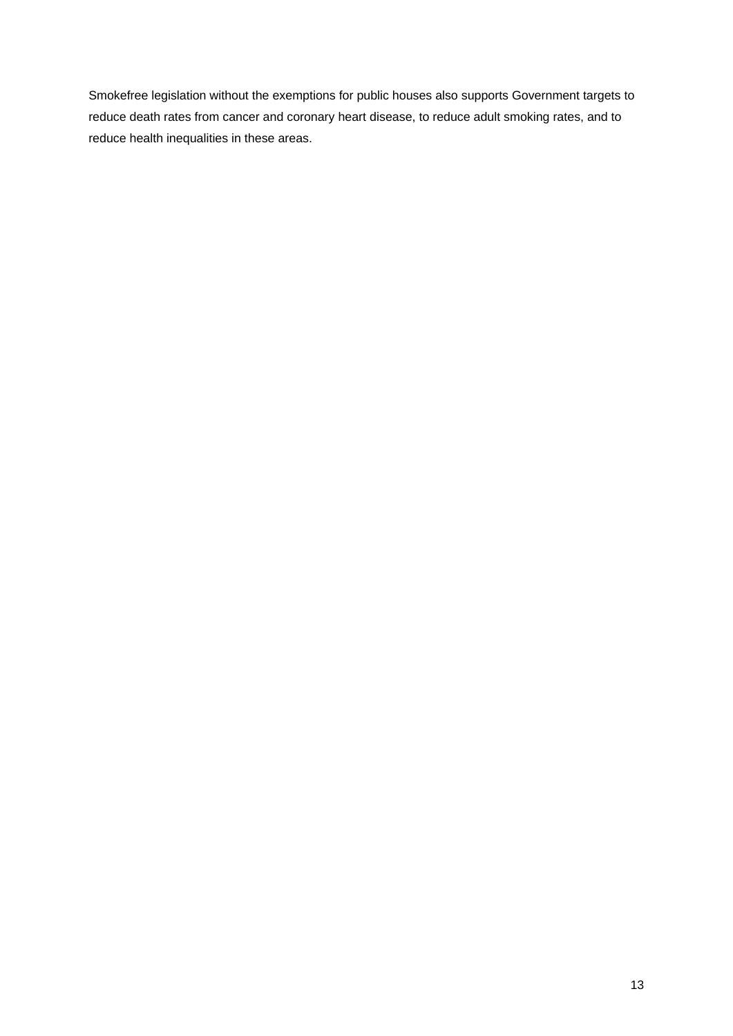Smokefree legislation without the exemptions for public houses also supports Government targets to reduce death rates from cancer and coronary heart disease, to reduce adult smoking rates, and to reduce health inequalities in these areas.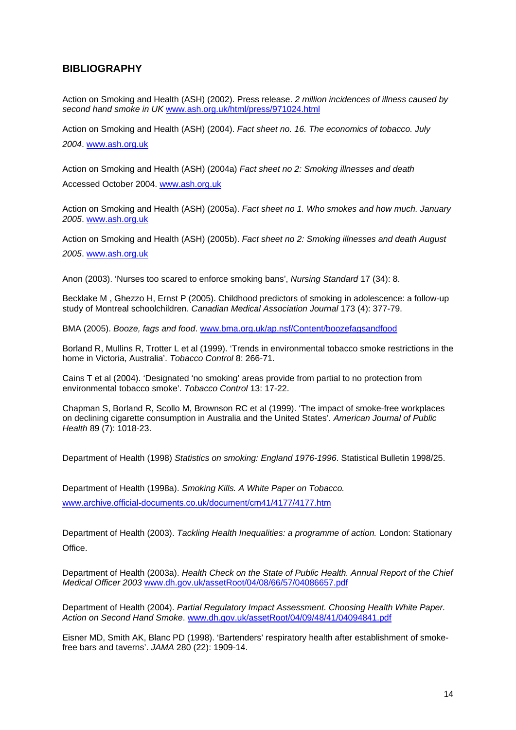## BIBLIOGRAPHY

Action on Smoking and Health (ASH) (2002). Press release. *2 million incidences of illness caused by second hand smoke in UK* www.ash.org.uk/html/press/971024.html

Action on Smoking and Health (ASH) (2004). *Fact sheet no. 16. The economics of tobacco. July 2004*. www.ash.org.uk

Action on Smoking and Health (ASH) (2004a) *Fact sheet no 2: Smoking illnesses and death* Accessed October 2004. www.ash.org.uk

Action on Smoking and Health (ASH) (2005a). *Fact sheet no 1. Who smokes and how much. January 2005*. www.ash.org.uk

Action on Smoking and Health (ASH) (2005b). *Fact sheet no 2: Smoking illnesses and death August 2005*. www.ash.org.uk

Anon (2003). 'Nurses too scared to enforce smoking bans', *Nursing Standard* 17 (34): 8.

Becklake M , Ghezzo H, Ernst P (2005). Childhood predictors of smoking in adolescence: a follow-up study of Montreal schoolchildren. *Canadian Medical Association Journal* 173 (4): 377-79.

BMA (2005). *Booze, fags and food*. www.bma.org.uk/ap.nsf/Content/boozefagsandfood

Borland R, Mullins R, Trotter L et al (1999). 'Trends in environmental tobacco smoke restrictions in the home in Victoria, Australia'. *Tobacco Control* 8: 266-71.

Cains T et al (2004). 'Designated 'no smoking' areas provide from partial to no protection from environmental tobacco smoke'. *Tobacco Control* 13: 17-22.

Chapman S, Borland R, Scollo M, Brownson RC et al (1999). 'The impact of smoke-free workplaces on declining cigarette consumption in Australia and the United States'. *American Journal of Public Health* 89 (7): 1018-23.

Department of Health (1998) *Statistics on smoking: England 1976-1996*. Statistical Bulletin 1998/25.

Department of Health (1998a). *Smoking Kills. A White Paper on Tobacco.* www.archive.official-documents.co.uk/document/cm41/4177/4177.htm

Department of Health (2003). *Tackling Health Inequalities: a programme of action.* London: Stationary Office.

Department of Health (2003a). *Health Check on the State of Public Health. Annual Report of the Chief Medical Officer 2003* www.dh.gov.uk/assetRoot/04/08/66/57/04086657.pdf

Department of Health (2004). *Partial Regulatory Impact Assessment. Choosing Health White Paper. Action on Second Hand Smoke*. www.dh.gov.uk/assetRoot/04/09/48/41/04094841.pdf

Eisner MD, Smith AK, Blanc PD (1998). 'Bartenders' respiratory health after establishment of smoke-free bars and taverns'. *JAMA* 280 (22): 1909-14.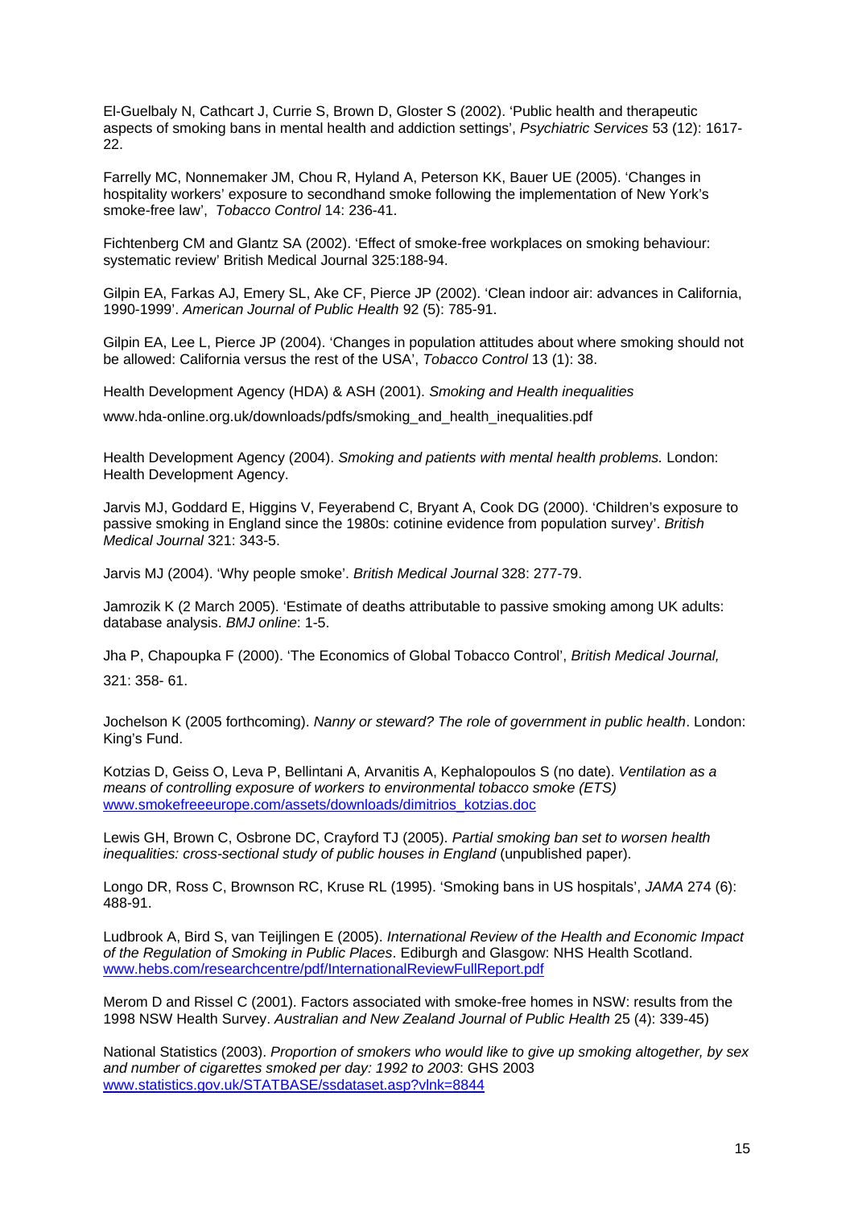El-Guelbaly N, Cathcart J, Currie S, Brown D, Gloster S (2002). 'Public health and therapeutic aspects of smoking bans in mental health and addiction settings', *Psychiatric Services* 53 (12): 1617-22.

Farrelly MC, Nonnemaker JM, Chou R, Hyland A, Peterson KK, Bauer UE (2005). 'Changes in hospitality workers' exposure to secondhand smoke following the implementation of New York's smoke-free law', *Tobacco Control* 14: 236-41.

Fichtenberg CM and Glantz SA (2002). 'Effect of smoke-free workplaces on smoking behaviour: systematic review' British Medical Journal 325:188-94.

Gilpin EA, Farkas AJ, Emery SL, Ake CF, Pierce JP (2002). 'Clean indoor air: advances in California, 1990-1999'. *American Journal of Public Health* 92 (5): 785-91.

Gilpin EA, Lee L, Pierce JP (2004). 'Changes in population attitudes about where smoking should not be allowed: California versus the rest of the USA', *Tobacco Control* 13 (1): 38.

Health Development Agency (HDA) & ASH (2001). *Smoking and Health inequalities*

www.hda-online.org.uk/downloads/pdfs/smoking_and_health_inequalities.pdf

Health Development Agency (2004). *Smoking and patients with mental health problems.* London: Health Development Agency.

Jarvis MJ, Goddard E, Higgins V, Feyerabend C, Bryant A, Cook DG (2000). 'Children's exposure to passive smoking in England since the 1980s: cotinine evidence from population survey'. *British Medical Journal* 321: 343-5.

Jarvis MJ (2004). 'Why people smoke'. *British Medical Journal* 328: 277-79.

Jamrozik K (2 March 2005). 'Estimate of deaths attributable to passive smoking among UK adults: database analysis. *BMJ online*: 1-5.

Jha P, Chapoupka F (2000). 'The Economics of Global Tobacco Control', *British Medical Journal,* 321: 358- 61.

Jochelson K (2005 forthcoming). *Nanny or steward? The role of government in public health*. London: King's Fund.

Kotzias D, Geiss O, Leva P, Bellintani A, Arvanitis A, Kephalopoulos S (no date). *Ventilation as a means of controlling exposure of workers to environmental tobacco smoke (ETS)* www.smokefreeeurope.com/assets/downloads/dimitrios_kotzias.doc

Lewis GH, Brown C, Osbrone DC, Crayford TJ (2005). *Partial smoking ban set to worsen health inequalities: cross-sectional study of public houses in England* (unpublished paper).

Longo DR, Ross C, Brownson RC, Kruse RL (1995). 'Smoking bans in US hospitals', *JAMA* 274 (6): 488-91.

Ludbrook A, Bird S, van Teijlingen E (2005). *International Review of the Health and Economic Impact of the Regulation of Smoking in Public Places*. Ediburgh and Glasgow: NHS Health Scotland. www.hebs.com/researchcentre/pdf/InternationalReviewFullReport.pdf

Merom D and Rissel C (2001). Factors associated with smoke-free homes in NSW: results from the 1998 NSW Health Survey. *Australian and New Zealand Journal of Public Health* 25 (4): 339-45)

National Statistics (2003). *Proportion of smokers who would like to give up smoking altogether, by sex and number of cigarettes smoked per day: 1992 to 2003*: GHS 2003 www.statistics.gov.uk/STATBASE/ssdataset.asp?vlnk=8844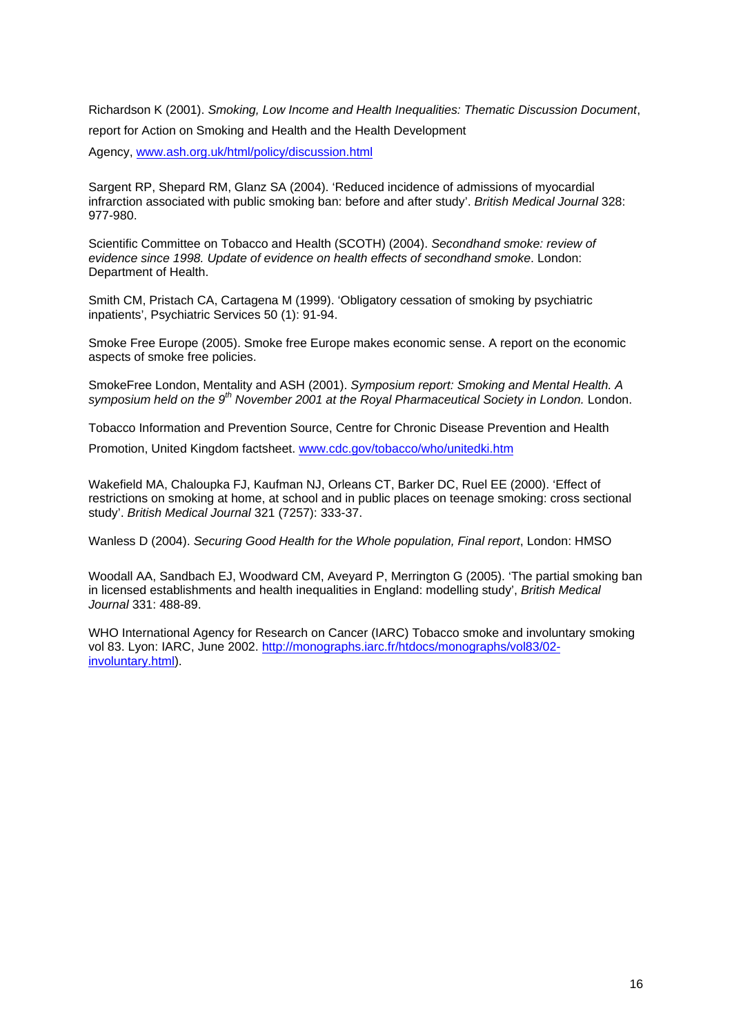Richardson K (2001). *Smoking, Low Income and Health Inequalities: Thematic Discussion Document*, report for Action on Smoking and Health and the Health Development Agency, [www.ash.org.uk/html/policy/discussion.html](www.ash.org.uk/html/policy/discussion.html)

Sargent RP, Shepard RM, Glanz SA (2004). 'Reduced incidence of admissions of myocardial infrarction associated with public smoking ban: before and after study'. *British Medical Journal* 328: 977-980.

Scientific Committee on Tobacco and Health (SCOTH) (2004). *Secondhand smoke: review of evidence since 1998. Update of evidence on health effects of secondhand smoke*. London: Department of Health.

Smith CM, Pristach CA, Cartagena M (1999). 'Obligatory cessation of smoking by psychiatric inpatients', Psychiatric Services 50 (1): 91-94.

Smoke Free Europe (2005). Smoke free Europe makes economic sense. A report on the economic aspects of smoke free policies.

SmokeFree London, Mentality and ASH (2001). *Symposium report: Smoking and Mental Health. A symposium held on the 9th November 2001 at the Royal Pharmaceutical Society in London.* London.

Tobacco Information and Prevention Source, Centre for Chronic Disease Prevention and Health Promotion, United Kingdom factsheet. [www.cdc.gov/tobacco/who/unitedki.htm](www.cdc.gov/tobacco/who/unitedki.htm)

Wakefield MA, Chaloupka FJ, Kaufman NJ, Orleans CT, Barker DC, Ruel EE (2000). 'Effect of restrictions on smoking at home, at school and in public places on teenage smoking: cross sectional study'. *British Medical Journal* 321 (7257): 333-37.

Wanless D (2004). *Securing Good Health for the Whole population, Final report*, London: HMSO

Woodall AA, Sandbach EJ, Woodward CM, Aveyard P, Merrington G (2005). 'The partial smoking ban in licensed establishments and health inequalities in England: modelling study', *British Medical Journal* 331: 488-89.

WHO International Agency for Research on Cancer (IARC) Tobacco smoke and involuntary smoking vol 83. Lyon: IARC, June 2002. [http://monographs.iarc.fr/htdocs/monographs/vol83/02-involuntary.html](http://monographs.iarc.fr/htdocs/monographs/vol83/02-involuntary.html)).